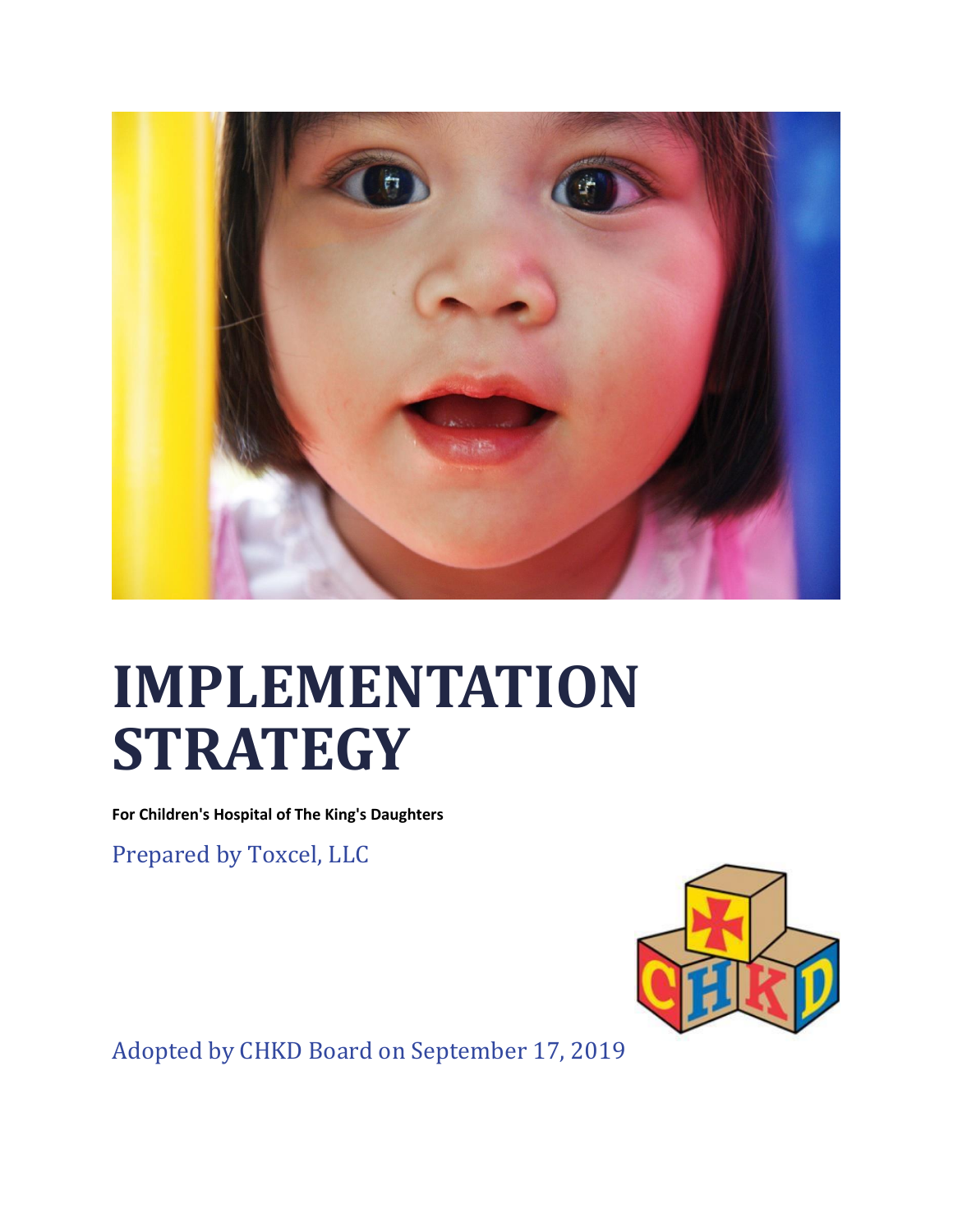# IMPLEMENTATION STRATEGY

**For Children's Hospital of The King's Daughters**

Prepared by Toxcel, LLC

Adopted by CHKD Board on September 17, 2019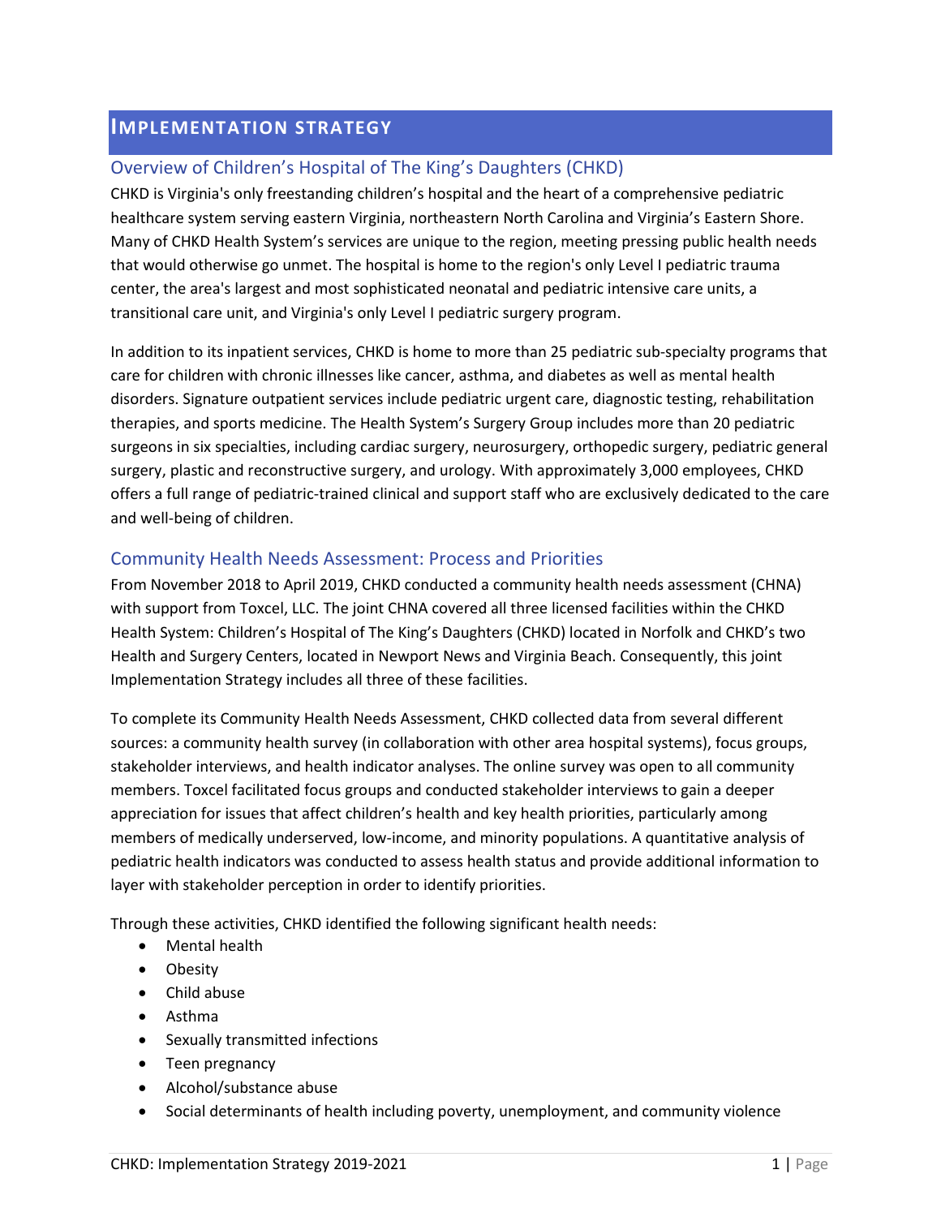# IMPLEMENTATION STRATEGY

## Overview of Children's Hospital of The King's Daughters (CHKD)

CHKD is Virginia's only freestanding children's hospital and the heart of a comprehensive pediatric healthcare system serving eastern Virginia, northeastern North Carolina and Virginia's Eastern Shore. Many of CHKD Health System's services are unique to the region, meeting pressing public health needs that would otherwise go unmet. The hospital is home to the region's only Level I pediatric trauma center, the area's largest and most sophisticated neonatal and pediatric intensive care units, a transitional care unit, and Virginia's only Level I pediatric surgery program.

In addition to its inpatient services, CHKD is home to more than 25 pediatric sub-specialty programs that care for children with chronic illnesses like cancer, asthma, and diabetes as well as mental health disorders. Signature outpatient services include pediatric urgent care, diagnostic testing, rehabilitation therapies, and sports medicine. The Health System's Surgery Group includes more than 20 pediatric surgeons in six specialties, including cardiac surgery, neurosurgery, orthopedic surgery, pediatric general surgery, plastic and reconstructive surgery, and urology. With approximately 3,000 employees, CHKD offers a full range of pediatric-trained clinical and support staff who are exclusively dedicated to the care and well-being of children.

## Community Health Needs Assessment: Process and Priorities

From November 2018 to April 2019, CHKD conducted a community health needs assessment (CHNA) with support from Toxcel, LLC. The joint CHNA covered all three licensed facilities within the CHKD Health System: Children's Hospital of The King's Daughters (CHKD) located in Norfolk and CHKD's two Health and Surgery Centers, located in Newport News and Virginia Beach. Consequently, this joint Implementation Strategy includes all three of these facilities.

To complete its Community Health Needs Assessment, CHKD collected data from several different sources: a community health survey (in collaboration with other area hospital systems), focus groups, stakeholder interviews, and health indicator analyses. The online survey was open to all community members. Toxcel facilitated focus groups and conducted stakeholder interviews to gain a deeper appreciation for issues that affect children's health and key health priorities, particularly among members of medically underserved, low-income, and minority populations. A quantitative analysis of pediatric health indicators was conducted to assess health status and provide additional information to layer with stakeholder perception in order to identify priorities.

Through these activities, CHKD identified the following significant health needs:

- Mental health
- Obesity
- Child abuse
- Asthma
- Sexually transmitted infections
- Teen pregnancy
- Alcohol/substance abuse
- Social determinants of health including poverty, unemployment, and community violence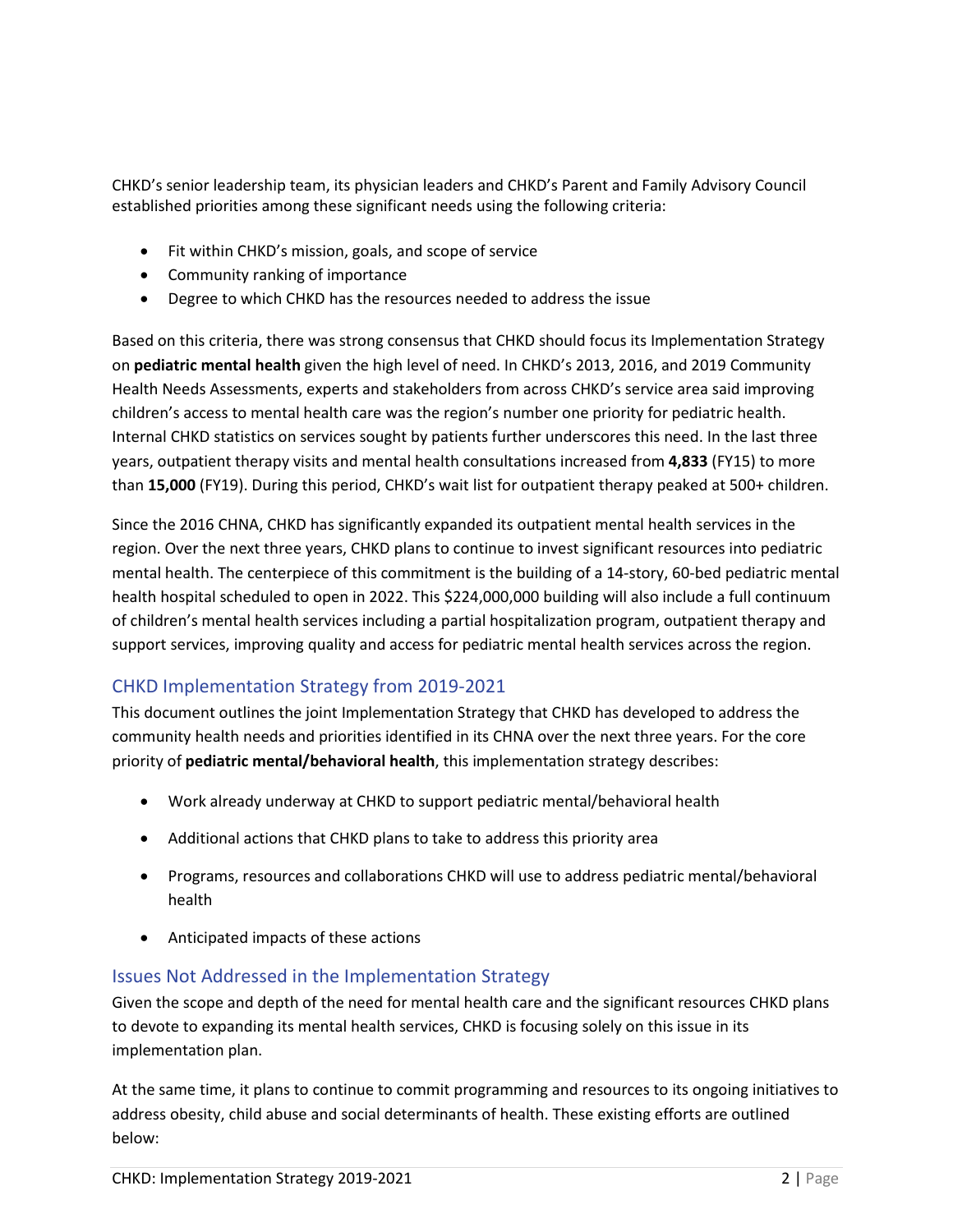CHKD's senior leadership team, its physician leaders and CHKD's Parent and Family Advisory Council established priorities among these significant needs using the following criteria:

- Fit within CHKD's mission, goals, and scope of service
- Community ranking of importance
- Degree to which CHKD has the resources needed to address the issue

Based on this criteria, there was strong consensus that CHKD should focus its Implementation Strategy on **pediatric mental health** given the high level of need. In CHKD's 2013, 2016, and 2019 Community Health Needs Assessments, experts and stakeholders from across CHKD's service area said improving children's access to mental health care was the region's number one priority for pediatric health. Internal CHKD statistics on services sought by patients further underscores this need. In the last three years, outpatient therapy visits and mental health consultations increased from **4,833** (FY15) to more than **15,000** (FY19). During this period, CHKD's wait list for outpatient therapy peaked at 500+ children.

Since the 2016 CHNA, CHKD has significantly expanded its outpatient mental health services in the region. Over the next three years, CHKD plans to continue to invest significant resources into pediatric mental health. The centerpiece of this commitment is the building of a 14-story, 60-bed pediatric mental health hospital scheduled to open in 2022. This $224,000,000 building will also include a full continuum of children's mental health services including a partial hospitalization program, outpatient therapy and support services, improving quality and access for pediatric mental health services across the region.

## CHKD Implementation Strategy from 2019-2021

This document outlines the joint Implementation Strategy that CHKD has developed to address the community health needs and priorities identified in its CHNA over the next three years. For the core priority of **pediatric mental/behavioral health**, this implementation strategy describes:

- Work already underway at CHKD to support pediatric mental/behavioral health
- Additional actions that CHKD plans to take to address this priority area
- Programs, resources and collaborations CHKD will use to address pediatric mental/behavioral health
- Anticipated impacts of these actions

## Issues Not Addressed in the Implementation Strategy

Given the scope and depth of the need for mental health care and the significant resources CHKD plans to devote to expanding its mental health services, CHKD is focusing solely on this issue in its implementation plan.

At the same time, it plans to continue to commit programming and resources to its ongoing initiatives to address obesity, child abuse and social determinants of health. These existing efforts are outlined below: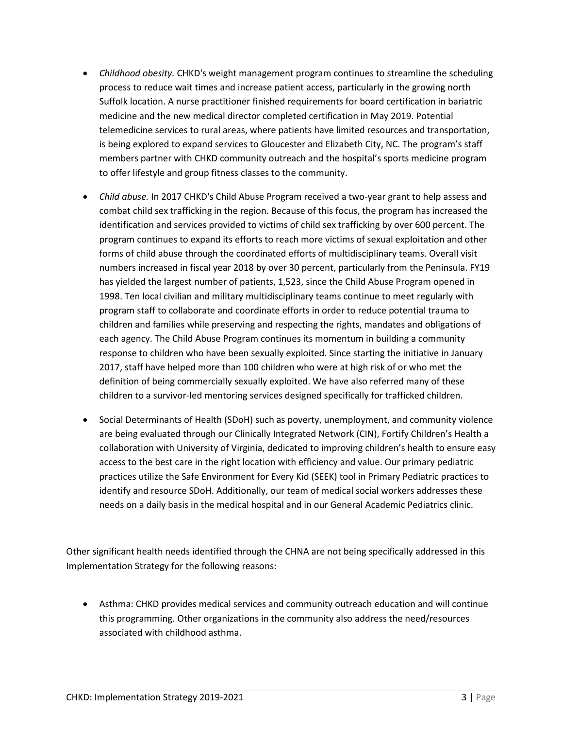- *Childhood obesity.* CHKD's weight management program continues to streamline the scheduling process to reduce wait times and increase patient access, particularly in the growing north Suffolk location. A nurse practitioner finished requirements for board certification in bariatric medicine and the new medical director completed certification in May 2019. Potential telemedicine services to rural areas, where patients have limited resources and transportation, is being explored to expand services to Gloucester and Elizabeth City, NC. The program's staff members partner with CHKD community outreach and the hospital's sports medicine program to offer lifestyle and group fitness classes to the community.
- *Child abuse.* In 2017 CHKD's Child Abuse Program received a two-year grant to help assess and combat child sex trafficking in the region. Because of this focus, the program has increased the identification and services provided to victims of child sex trafficking by over 600 percent. The program continues to expand its efforts to reach more victims of sexual exploitation and other forms of child abuse through the coordinated efforts of multidisciplinary teams. Overall visit numbers increased in fiscal year 2018 by over 30 percent, particularly from the Peninsula. FY19 has yielded the largest number of patients, 1,523, since the Child Abuse Program opened in 1998. Ten local civilian and military multidisciplinary teams continue to meet regularly with program staff to collaborate and coordinate efforts in order to reduce potential trauma to children and families while preserving and respecting the rights, mandates and obligations of each agency. The Child Abuse Program continues its momentum in building a community response to children who have been sexually exploited. Since starting the initiative in January 2017, staff have helped more than 100 children who were at high risk of or who met the definition of being commercially sexually exploited. We have also referred many of these children to a survivor-led mentoring services designed specifically for trafficked children.
- Social Determinants of Health (SDoH) such as poverty, unemployment, and community violence are being evaluated through our Clinically Integrated Network (CIN), Fortify Children's Health a collaboration with University of Virginia, dedicated to improving children's health to ensure easy access to the best care in the right location with efficiency and value. Our primary pediatric practices utilize the Safe Environment for Every Kid (SEEK) tool in Primary Pediatric practices to identify and resource SDoH. Additionally, our team of medical social workers addresses these needs on a daily basis in the medical hospital and in our General Academic Pediatrics clinic.

Other significant health needs identified through the CHNA are not being specifically addressed in this Implementation Strategy for the following reasons:

- Asthma: CHKD provides medical services and community outreach education and will continue this programming. Other organizations in the community also address the need/resources associated with childhood asthma.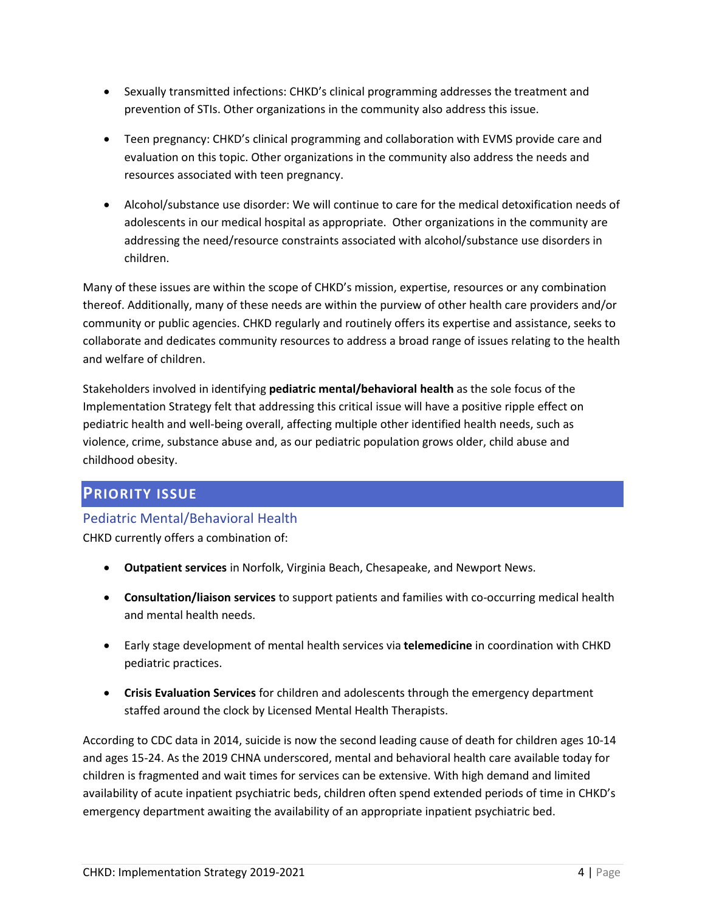- Sexually transmitted infections: CHKD's clinical programming addresses the treatment and prevention of STIs. Other organizations in the community also address this issue.

- Teen pregnancy: CHKD's clinical programming and collaboration with EVMS provide care and evaluation on this topic. Other organizations in the community also address the needs and resources associated with teen pregnancy.

- Alcohol/substance use disorder: We will continue to care for the medical detoxification needs of adolescents in our medical hospital as appropriate. Other organizations in the community are addressing the need/resource constraints associated with alcohol/substance use disorders in children.

Many of these issues are within the scope of CHKD's mission, expertise, resources or any combination thereof. Additionally, many of these needs are within the purview of other health care providers and/or community or public agencies. CHKD regularly and routinely offers its expertise and assistance, seeks to collaborate and dedicates community resources to address a broad range of issues relating to the health and welfare of children.

Stakeholders involved in identifying **pediatric mental/behavioral health** as the sole focus of the Implementation Strategy felt that addressing this critical issue will have a positive ripple effect on pediatric health and well-being overall, affecting multiple other identified health needs, such as violence, crime, substance abuse and, as our pediatric population grows older, child abuse and childhood obesity.

## PRIORITY ISSUE

### Pediatric Mental/Behavioral Health

CHKD currently offers a combination of:

- **Outpatient services** in Norfolk, Virginia Beach, Chesapeake, and Newport News.

- **Consultation/liaison services** to support patients and families with co-occurring medical health and mental health needs.

- Early stage development of mental health services via **telemedicine** in coordination with CHKD pediatric practices.

- **Crisis Evaluation Services** for children and adolescents through the emergency department staffed around the clock by Licensed Mental Health Therapists.

According to CDC data in 2014, suicide is now the second leading cause of death for children ages 10-14 and ages 15-24. As the 2019 CHNA underscored, mental and behavioral health care available today for children is fragmented and wait times for services can be extensive. With high demand and limited availability of acute inpatient psychiatric beds, children often spend extended periods of time in CHKD's emergency department awaiting the availability of an appropriate inpatient psychiatric bed.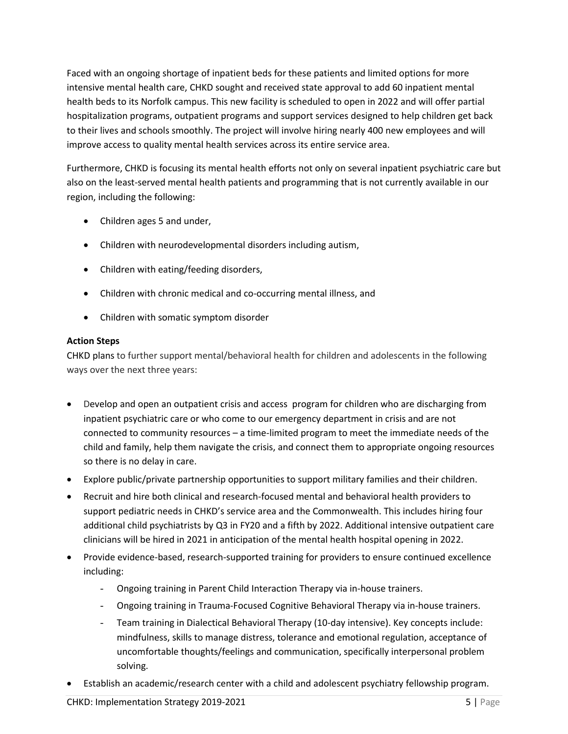Faced with an ongoing shortage of inpatient beds for these patients and limited options for more intensive mental health care, CHKD sought and received state approval to add 60 inpatient mental health beds to its Norfolk campus. This new facility is scheduled to open in 2022 and will offer partial hospitalization programs, outpatient programs and support services designed to help children get back to their lives and schools smoothly. The project will involve hiring nearly 400 new employees and will improve access to quality mental health services across its entire service area.

Furthermore, CHKD is focusing its mental health efforts not only on several inpatient psychiatric care but also on the least-served mental health patients and programming that is not currently available in our region, including the following:

- Children ages 5 and under,
- Children with neurodevelopmental disorders including autism,
- Children with eating/feeding disorders,
- Children with chronic medical and co-occurring mental illness, and
- Children with somatic symptom disorder

**Action Steps**

CHKD plans to further support mental/behavioral health for children and adolescents in the following ways over the next three years:

- Develop and open an outpatient crisis and access program for children who are discharging from inpatient psychiatric care or who come to our emergency department in crisis and are not connected to community resources – a time-limited program to meet the immediate needs of the child and family, help them navigate the crisis, and connect them to appropriate ongoing resources so there is no delay in care.
- Explore public/private partnership opportunities to support military families and their children.
- Recruit and hire both clinical and research-focused mental and behavioral health providers to support pediatric needs in CHKD's service area and the Commonwealth. This includes hiring four additional child psychiatrists by Q3 in FY20 and a fifth by 2022. Additional intensive outpatient care clinicians will be hired in 2021 in anticipation of the mental health hospital opening in 2022.
- Provide evidence-based, research-supported training for providers to ensure continued excellence including:
  - Ongoing training in Parent Child Interaction Therapy via in-house trainers.
  - Ongoing training in Trauma-Focused Cognitive Behavioral Therapy via in-house trainers.
  - Team training in Dialectical Behavioral Therapy (10-day intensive). Key concepts include: mindfulness, skills to manage distress, tolerance and emotional regulation, acceptance of uncomfortable thoughts/feelings and communication, specifically interpersonal problem solving.
- Establish an academic/research center with a child and adolescent psychiatry fellowship program.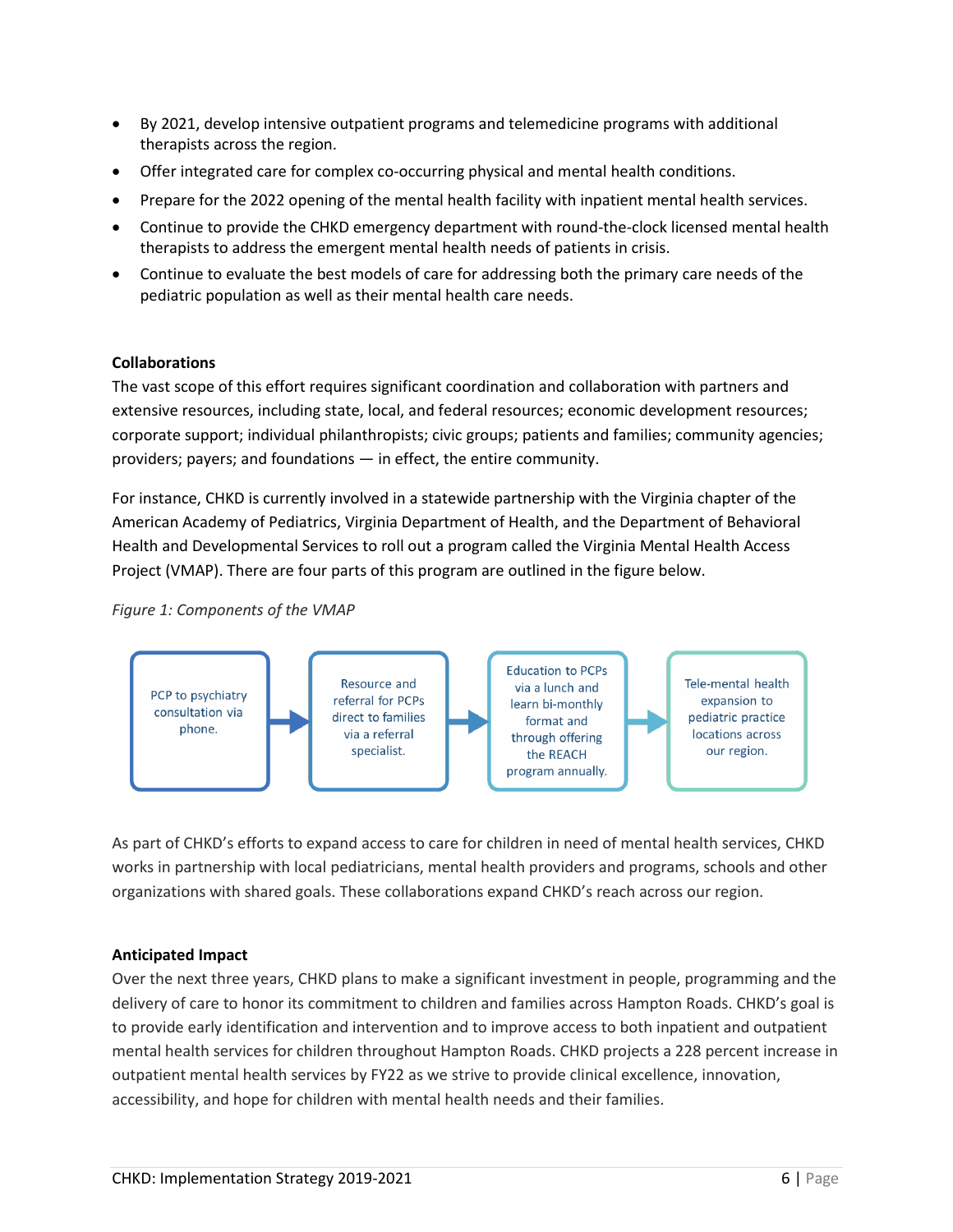- By 2021, develop intensive outpatient programs and telemedicine programs with additional therapists across the region.
- Offer integrated care for complex co-occurring physical and mental health conditions.
- Prepare for the 2022 opening of the mental health facility with inpatient mental health services.
- Continue to provide the CHKD emergency department with round-the-clock licensed mental health therapists to address the emergent mental health needs of patients in crisis.
- Continue to evaluate the best models of care for addressing both the primary care needs of the pediatric population as well as their mental health care needs.

**Collaborations**

The vast scope of this effort requires significant coordination and collaboration with partners and extensive resources, including state, local, and federal resources; economic development resources; corporate support; individual philanthropists; civic groups; patients and families; community agencies; providers; payers; and foundations — in effect, the entire community.

For instance, CHKD is currently involved in a statewide partnership with the Virginia chapter of the American Academy of Pediatrics, Virginia Department of Health, and the Department of Behavioral Health and Developmental Services to roll out a program called the Virginia Mental Health Access Project (VMAP). There are four parts of this program are outlined in the figure below.

*Figure 1: Components of the VMAP*

PCP to psychiatry consultation via phone. → Resource and referral for PCPs direct to families via a referral specialist. → Education to PCPs via a lunch and learn bi-monthly format and through offering the REACH program annually. → Tele-mental health expansion to pediatric practice locations across our region.

As part of CHKD's efforts to expand access to care for children in need of mental health services, CHKD works in partnership with local pediatricians, mental health providers and programs, schools and other organizations with shared goals. These collaborations expand CHKD's reach across our region.

**Anticipated Impact**

Over the next three years, CHKD plans to make a significant investment in people, programming and the delivery of care to honor its commitment to children and families across Hampton Roads. CHKD's goal is to provide early identification and intervention and to improve access to both inpatient and outpatient mental health services for children throughout Hampton Roads. CHKD projects a 228 percent increase in outpatient mental health services by FY22 as we strive to provide clinical excellence, innovation, accessibility, and hope for children with mental health needs and their families.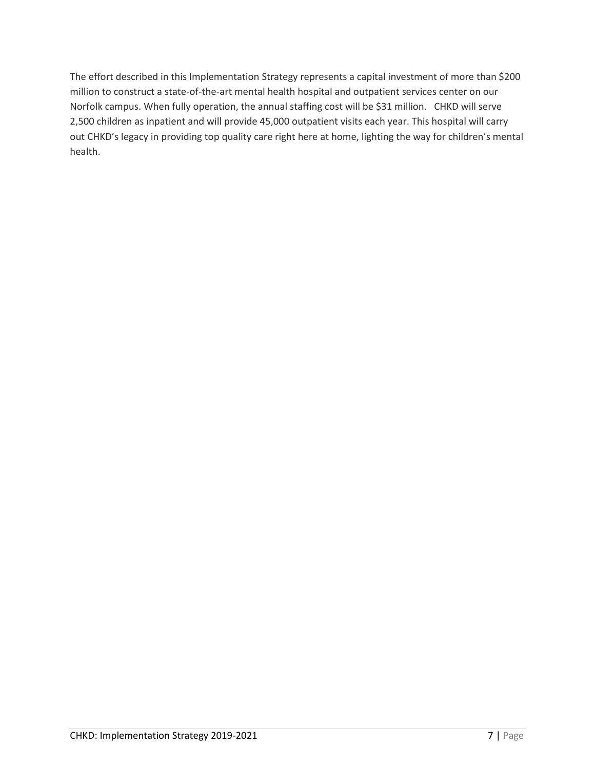The effort described in this Implementation Strategy represents a capital investment of more than $200 million to construct a state-of-the-art mental health hospital and outpatient services center on our Norfolk campus. When fully operation, the annual staffing cost will be $31 million. CHKD will serve 2,500 children as inpatient and will provide 45,000 outpatient visits each year. This hospital will carry out CHKD's legacy in providing top quality care right here at home, lighting the way for children's mental health.